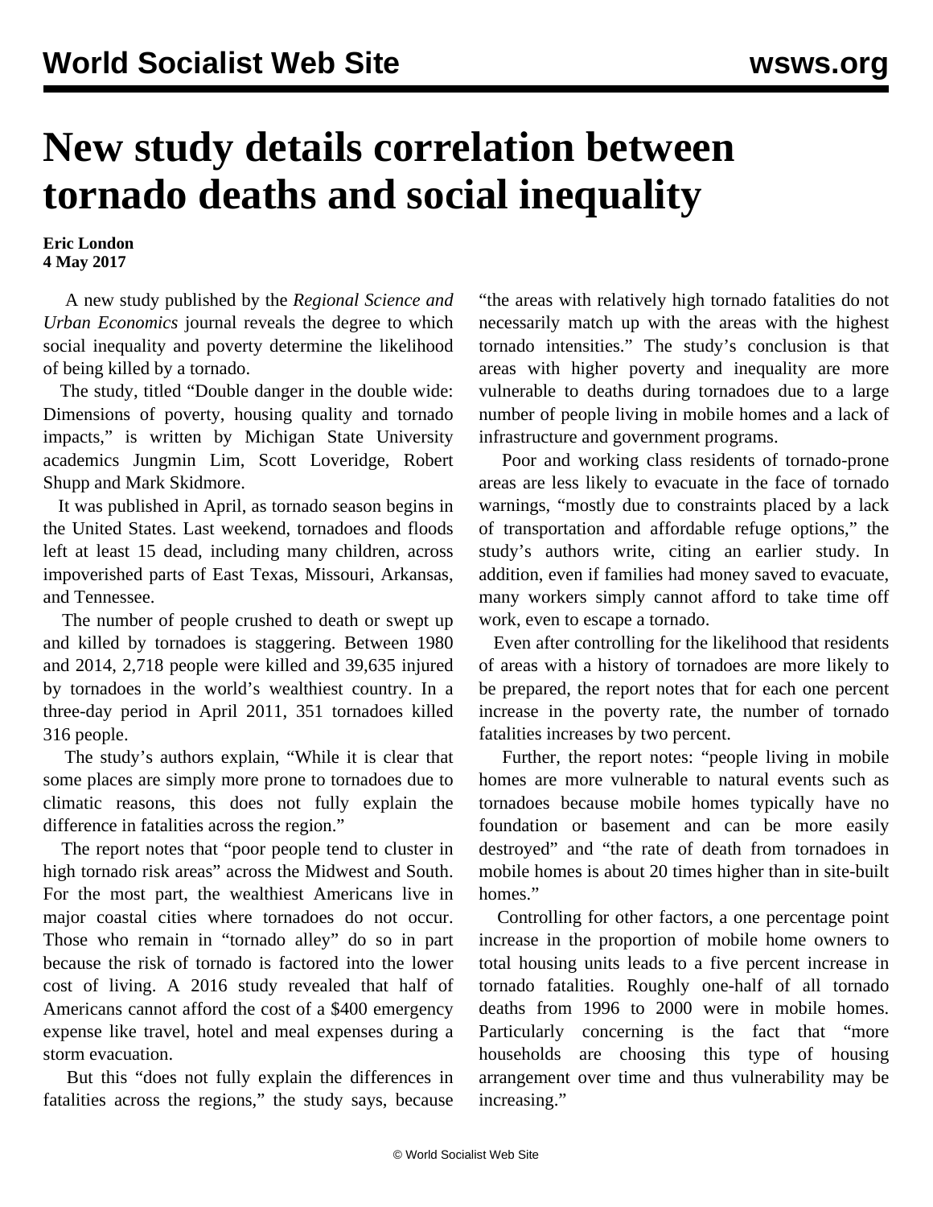# New study details correlation between tornado deaths and social inequality

**Eric London**
**4 May 2017**

A new study published by the *Regional Science and Urban Economics* journal reveals the degree to which social inequality and poverty determine the likelihood of being killed by a tornado.

The study, titled "Double danger in the double wide: Dimensions of poverty, housing quality and tornado impacts," is written by Michigan State University academics Jungmin Lim, Scott Loveridge, Robert Shupp and Mark Skidmore.

It was published in April, as tornado season begins in the United States. Last weekend, tornadoes and floods left at least 15 dead, including many children, across impoverished parts of East Texas, Missouri, Arkansas, and Tennessee.

The number of people crushed to death or swept up and killed by tornadoes is staggering. Between 1980 and 2014, 2,718 people were killed and 39,635 injured by tornadoes in the world's wealthiest country. In a three-day period in April 2011, 351 tornadoes killed 316 people.

The study's authors explain, "While it is clear that some places are simply more prone to tornadoes due to climatic reasons, this does not fully explain the difference in fatalities across the region."

The report notes that "poor people tend to cluster in high tornado risk areas" across the Midwest and South. For the most part, the wealthiest Americans live in major coastal cities where tornadoes do not occur. Those who remain in "tornado alley" do so in part because the risk of tornado is factored into the lower cost of living. A 2016 study revealed that half of Americans cannot afford the cost of a $400 emergency expense like travel, hotel and meal expenses during a storm evacuation.

But this "does not fully explain the differences in fatalities across the regions," the study says, because "the areas with relatively high tornado fatalities do not necessarily match up with the areas with the highest tornado intensities." The study's conclusion is that areas with higher poverty and inequality are more vulnerable to deaths during tornadoes due to a large number of people living in mobile homes and a lack of infrastructure and government programs.

Poor and working class residents of tornado-prone areas are less likely to evacuate in the face of tornado warnings, "mostly due to constraints placed by a lack of transportation and affordable refuge options," the study's authors write, citing an earlier study. In addition, even if families had money saved to evacuate, many workers simply cannot afford to take time off work, even to escape a tornado.

Even after controlling for the likelihood that residents of areas with a history of tornadoes are more likely to be prepared, the report notes that for each one percent increase in the poverty rate, the number of tornado fatalities increases by two percent.

Further, the report notes: "people living in mobile homes are more vulnerable to natural events such as tornadoes because mobile homes typically have no foundation or basement and can be more easily destroyed" and "the rate of death from tornadoes in mobile homes is about 20 times higher than in site-built homes."

Controlling for other factors, a one percentage point increase in the proportion of mobile home owners to total housing units leads to a five percent increase in tornado fatalities. Roughly one-half of all tornado deaths from 1996 to 2000 were in mobile homes. Particularly concerning is the fact that "more households are choosing this type of housing arrangement over time and thus vulnerability may be increasing."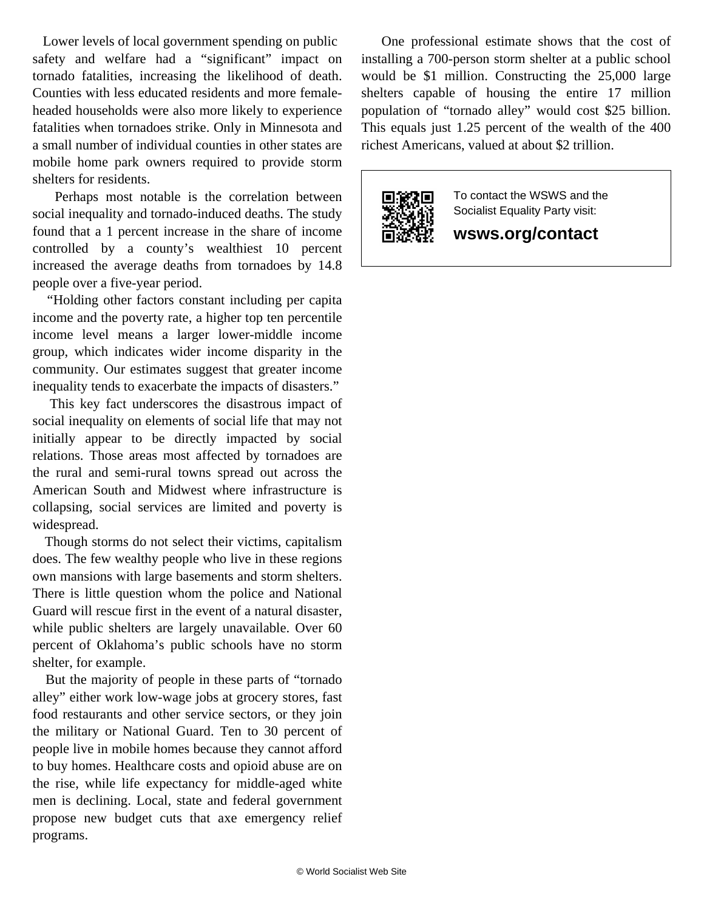Lower levels of local government spending on public safety and welfare had a "significant" impact on tornado fatalities, increasing the likelihood of death. Counties with less educated residents and more female-headed households were also more likely to experience fatalities when tornadoes strike. Only in Minnesota and a small number of individual counties in other states are mobile home park owners required to provide storm shelters for residents.

Perhaps most notable is the correlation between social inequality and tornado-induced deaths. The study found that a 1 percent increase in the share of income controlled by a county's wealthiest 10 percent increased the average deaths from tornadoes by 14.8 people over a five-year period.

"Holding other factors constant including per capita income and the poverty rate, a higher top ten percentile income level means a larger lower-middle income group, which indicates wider income disparity in the community. Our estimates suggest that greater income inequality tends to exacerbate the impacts of disasters."

This key fact underscores the disastrous impact of social inequality on elements of social life that may not initially appear to be directly impacted by social relations. Those areas most affected by tornadoes are the rural and semi-rural towns spread out across the American South and Midwest where infrastructure is collapsing, social services are limited and poverty is widespread.

Though storms do not select their victims, capitalism does. The few wealthy people who live in these regions own mansions with large basements and storm shelters. There is little question whom the police and National Guard will rescue first in the event of a natural disaster, while public shelters are largely unavailable. Over 60 percent of Oklahoma's public schools have no storm shelter, for example.

But the majority of people in these parts of "tornado alley" either work low-wage jobs at grocery stores, fast food restaurants and other service sectors, or they join the military or National Guard. Ten to 30 percent of people live in mobile homes because they cannot afford to buy homes. Healthcare costs and opioid abuse are on the rise, while life expectancy for middle-aged white men is declining. Local, state and federal government propose new budget cuts that axe emergency relief programs.

One professional estimate shows that the cost of installing a 700-person storm shelter at a public school would be $1 million. Constructing the 25,000 large shelters capable of housing the entire 17 million population of "tornado alley" would cost $25 billion. This equals just 1.25 percent of the wealth of the 400 richest Americans, valued at about $2 trillion.

To contact the WSWS and the Socialist Equality Party visit:

**wsws.org/contact**